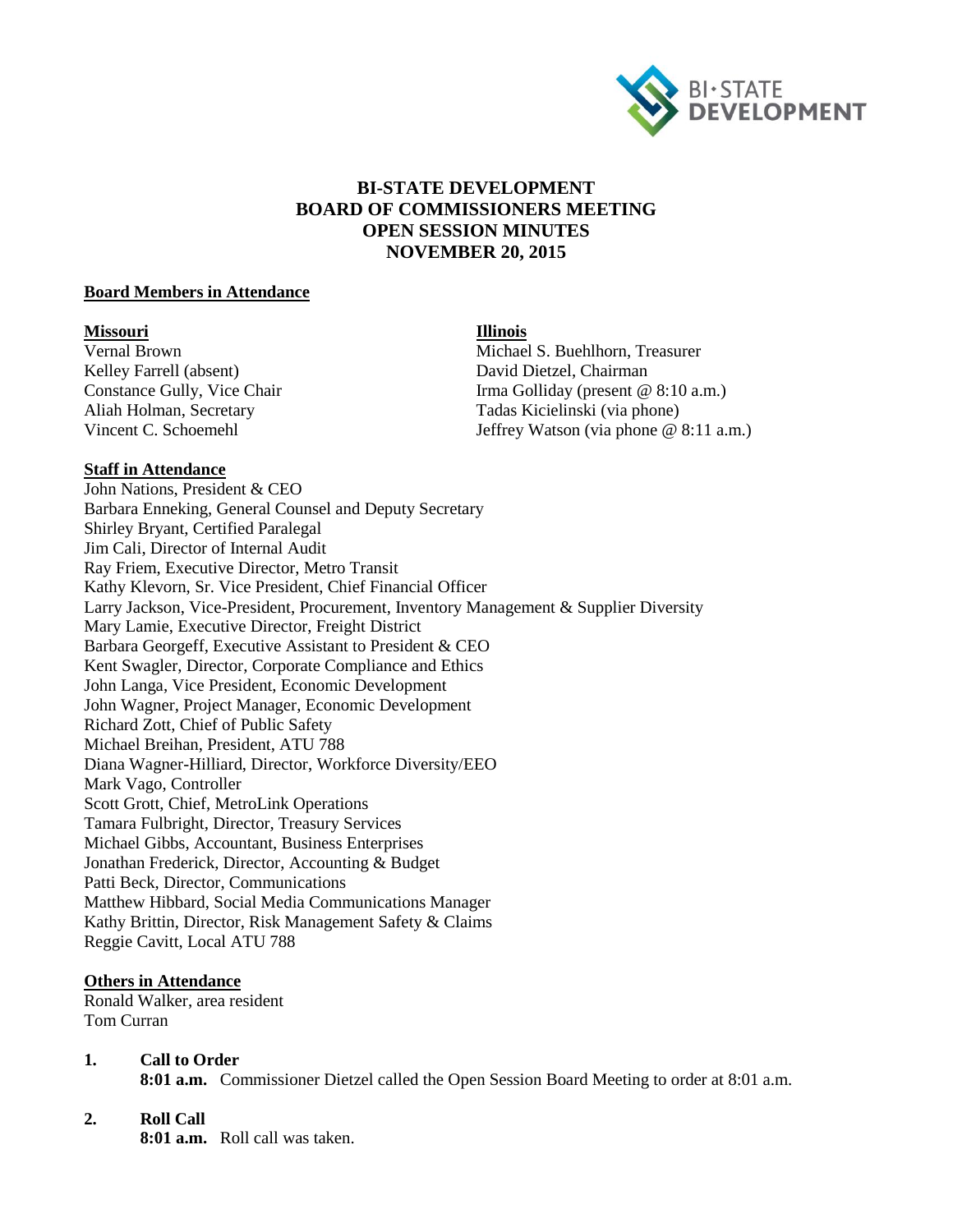# BI-STATE DEVELOPMENT
# BOARD OF COMMISSIONERS MEETING
# OPEN SESSION MINUTES
# NOVEMBER 20, 2015

**Board Members in Attendance**

**Missouri**
Vernal Brown
Kelley Farrell (absent)
Constance Gully, Vice Chair
Aliah Holman, Secretary
Vincent C. Schoemehl

**Illinois**
Michael S. Buehlhorn, Treasurer
David Dietzel, Chairman
Irma Golliday (present @ 8:10 a.m.)
Tadas Kicielinski (via phone)
Jeffrey Watson (via phone @ 8:11 a.m.)

**Staff in Attendance**
John Nations, President & CEO
Barbara Enneking, General Counsel and Deputy Secretary
Shirley Bryant, Certified Paralegal
Jim Cali, Director of Internal Audit
Ray Friem, Executive Director, Metro Transit
Kathy Klevorn, Sr. Vice President, Chief Financial Officer
Larry Jackson, Vice-President, Procurement, Inventory Management & Supplier Diversity
Mary Lamie, Executive Director, Freight District
Barbara Georgeff, Executive Assistant to President & CEO
Kent Swagler, Director, Corporate Compliance and Ethics
John Langa, Vice President, Economic Development
John Wagner, Project Manager, Economic Development
Richard Zott, Chief of Public Safety
Michael Breihan, President, ATU 788
Diana Wagner-Hilliard, Director, Workforce Diversity/EEO
Mark Vago, Controller
Scott Grott, Chief, MetroLink Operations
Tamara Fulbright, Director, Treasury Services
Michael Gibbs, Accountant, Business Enterprises
Jonathan Frederick, Director, Accounting & Budget
Patti Beck, Director, Communications
Matthew Hibbard, Social Media Communications Manager
Kathy Brittin, Director, Risk Management Safety & Claims
Reggie Cavitt, Local ATU 788

**Others in Attendance**
Ronald Walker, area resident
Tom Curran

1. **Call to Order**
   **8:01 a.m.** Commissioner Dietzel called the Open Session Board Meeting to order at 8:01 a.m.

2. **Roll Call**
   **8:01 a.m.** Roll call was taken.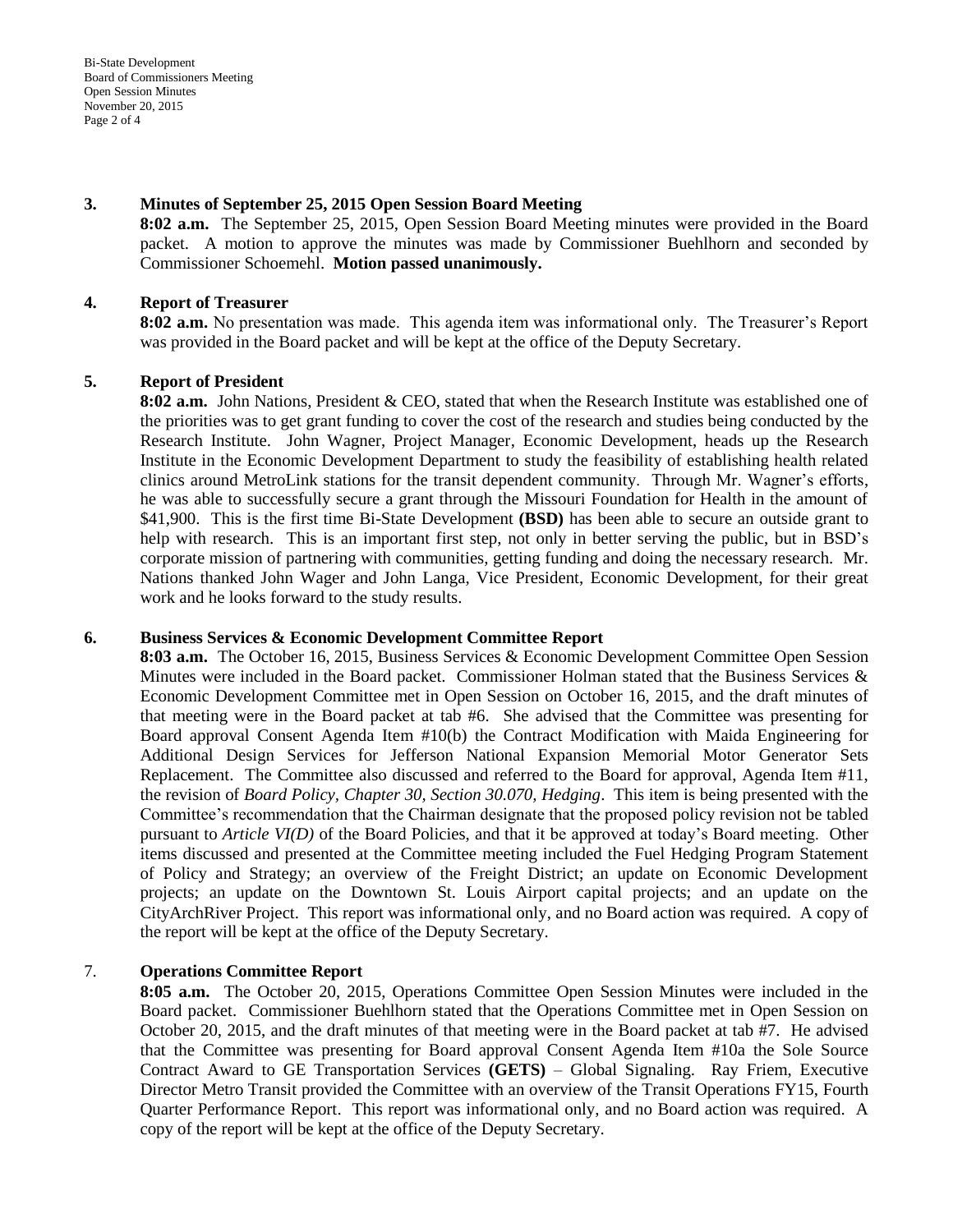### 3. Minutes of September 25, 2015 Open Session Board Meeting

**8:02 a.m.** The September 25, 2015, Open Session Board Meeting minutes were provided in the Board packet. A motion to approve the minutes was made by Commissioner Buehlhorn and seconded by Commissioner Schoemehl. **Motion passed unanimously.**

### 4. Report of Treasurer

**8:02 a.m.** No presentation was made. This agenda item was informational only. The Treasurer's Report was provided in the Board packet and will be kept at the office of the Deputy Secretary.

### 5. Report of President

**8:02 a.m.** John Nations, President & CEO, stated that when the Research Institute was established one of the priorities was to get grant funding to cover the cost of the research and studies being conducted by the Research Institute. John Wagner, Project Manager, Economic Development, heads up the Research Institute in the Economic Development Department to study the feasibility of establishing health related clinics around MetroLink stations for the transit dependent community. Through Mr. Wagner's efforts, he was able to successfully secure a grant through the Missouri Foundation for Health in the amount of $41,900. This is the first time Bi-State Development **(BSD)** has been able to secure an outside grant to help with research. This is an important first step, not only in better serving the public, but in BSD's corporate mission of partnering with communities, getting funding and doing the necessary research. Mr. Nations thanked John Wager and John Langa, Vice President, Economic Development, for their great work and he looks forward to the study results.

### 6. Business Services & Economic Development Committee Report

**8:03 a.m.** The October 16, 2015, Business Services & Economic Development Committee Open Session Minutes were included in the Board packet. Commissioner Holman stated that the Business Services & Economic Development Committee met in Open Session on October 16, 2015, and the draft minutes of that meeting were in the Board packet at tab #6. She advised that the Committee was presenting for Board approval Consent Agenda Item #10(b) the Contract Modification with Maida Engineering for Additional Design Services for Jefferson National Expansion Memorial Motor Generator Sets Replacement. The Committee also discussed and referred to the Board for approval, Agenda Item #11, the revision of *Board Policy, Chapter 30, Section 30.070, Hedging*. This item is being presented with the Committee's recommendation that the Chairman designate that the proposed policy revision not be tabled pursuant to *Article VI(D)* of the Board Policies, and that it be approved at today's Board meeting. Other items discussed and presented at the Committee meeting included the Fuel Hedging Program Statement of Policy and Strategy; an overview of the Freight District; an update on Economic Development projects; an update on the Downtown St. Louis Airport capital projects; and an update on the CityArchRiver Project. This report was informational only, and no Board action was required. A copy of the report will be kept at the office of the Deputy Secretary.

### 7. Operations Committee Report

**8:05 a.m.** The October 20, 2015, Operations Committee Open Session Minutes were included in the Board packet. Commissioner Buehlhorn stated that the Operations Committee met in Open Session on October 20, 2015, and the draft minutes of that meeting were in the Board packet at tab #7. He advised that the Committee was presenting for Board approval Consent Agenda Item #10a the Sole Source Contract Award to GE Transportation Services **(GETS)** – Global Signaling. Ray Friem, Executive Director Metro Transit provided the Committee with an overview of the Transit Operations FY15, Fourth Quarter Performance Report. This report was informational only, and no Board action was required. A copy of the report will be kept at the office of the Deputy Secretary.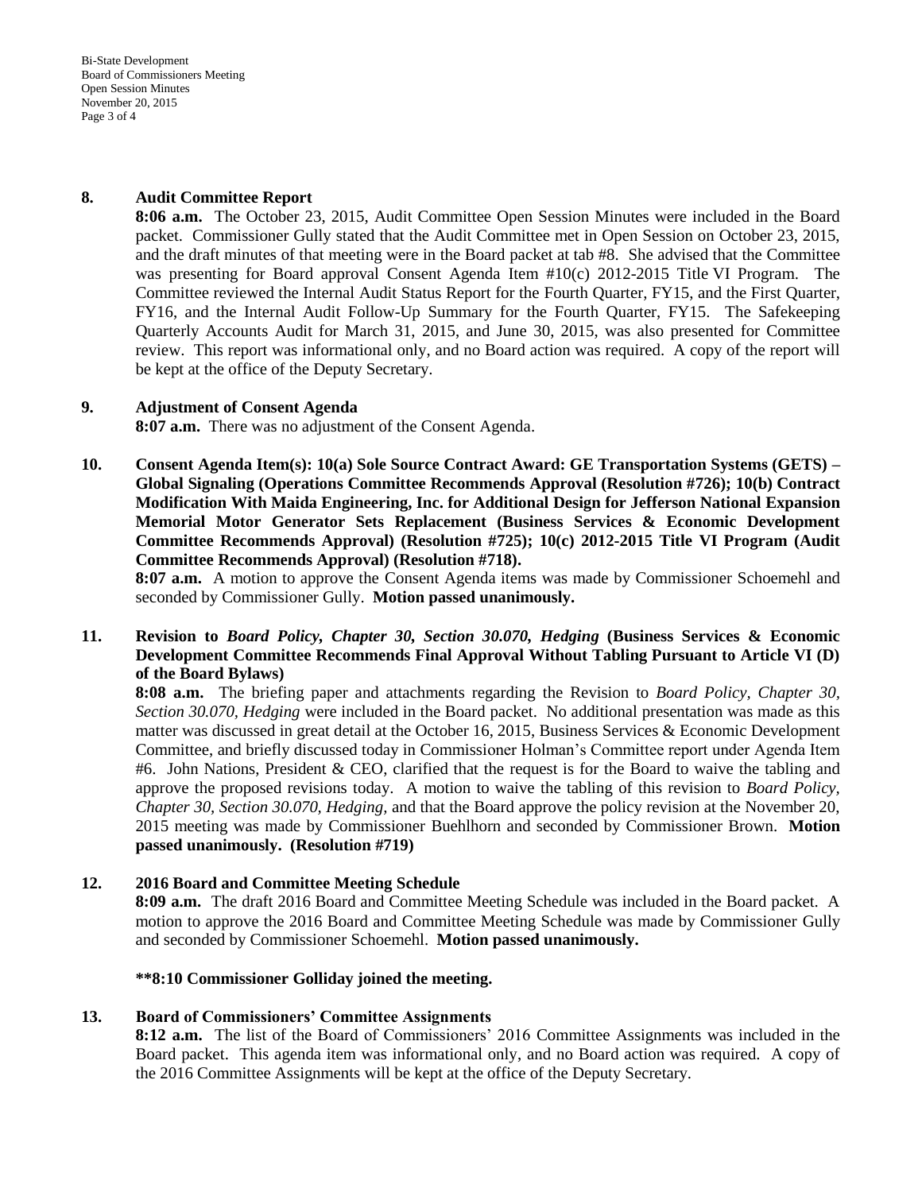**8. Audit Committee Report**

**8:06 a.m.** The October 23, 2015, Audit Committee Open Session Minutes were included in the Board packet. Commissioner Gully stated that the Audit Committee met in Open Session on October 23, 2015, and the draft minutes of that meeting were in the Board packet at tab #8. She advised that the Committee was presenting for Board approval Consent Agenda Item #10(c) 2012-2015 Title VI Program. The Committee reviewed the Internal Audit Status Report for the Fourth Quarter, FY15, and the First Quarter, FY16, and the Internal Audit Follow-Up Summary for the Fourth Quarter, FY15. The Safekeeping Quarterly Accounts Audit for March 31, 2015, and June 30, 2015, was also presented for Committee review. This report was informational only, and no Board action was required. A copy of the report will be kept at the office of the Deputy Secretary.

**9. Adjustment of Consent Agenda**

**8:07 a.m.** There was no adjustment of the Consent Agenda.

**10. Consent Agenda Item(s): 10(a) Sole Source Contract Award: GE Transportation Systems (GETS) – Global Signaling (Operations Committee Recommends Approval (Resolution #726); 10(b) Contract Modification With Maida Engineering, Inc. for Additional Design for Jefferson National Expansion Memorial Motor Generator Sets Replacement (Business Services & Economic Development Committee Recommends Approval) (Resolution #725); 10(c) 2012-2015 Title VI Program (Audit Committee Recommends Approval) (Resolution #718).**

**8:07 a.m.** A motion to approve the Consent Agenda items was made by Commissioner Schoemehl and seconded by Commissioner Gully. **Motion passed unanimously.**

**11. Revision to *Board Policy, Chapter 30, Section 30.070, Hedging* (Business Services & Economic Development Committee Recommends Final Approval Without Tabling Pursuant to Article VI (D) of the Board Bylaws)**

**8:08 a.m.** The briefing paper and attachments regarding the Revision to *Board Policy, Chapter 30, Section 30.070, Hedging* were included in the Board packet. No additional presentation was made as this matter was discussed in great detail at the October 16, 2015, Business Services & Economic Development Committee, and briefly discussed today in Commissioner Holman's Committee report under Agenda Item #6. John Nations, President & CEO, clarified that the request is for the Board to waive the tabling and approve the proposed revisions today. A motion to waive the tabling of this revision to *Board Policy, Chapter 30, Section 30.070, Hedging,* and that the Board approve the policy revision at the November 20, 2015 meeting was made by Commissioner Buehlhorn and seconded by Commissioner Brown. **Motion passed unanimously. (Resolution #719)**

**12. 2016 Board and Committee Meeting Schedule**

**8:09 a.m.** The draft 2016 Board and Committee Meeting Schedule was included in the Board packet. A motion to approve the 2016 Board and Committee Meeting Schedule was made by Commissioner Gully and seconded by Commissioner Schoemehl. **Motion passed unanimously.**

**\*\*8:10 Commissioner Golliday joined the meeting.**

**13. Board of Commissioners' Committee Assignments**

**8:12 a.m.** The list of the Board of Commissioners' 2016 Committee Assignments was included in the Board packet. This agenda item was informational only, and no Board action was required. A copy of the 2016 Committee Assignments will be kept at the office of the Deputy Secretary.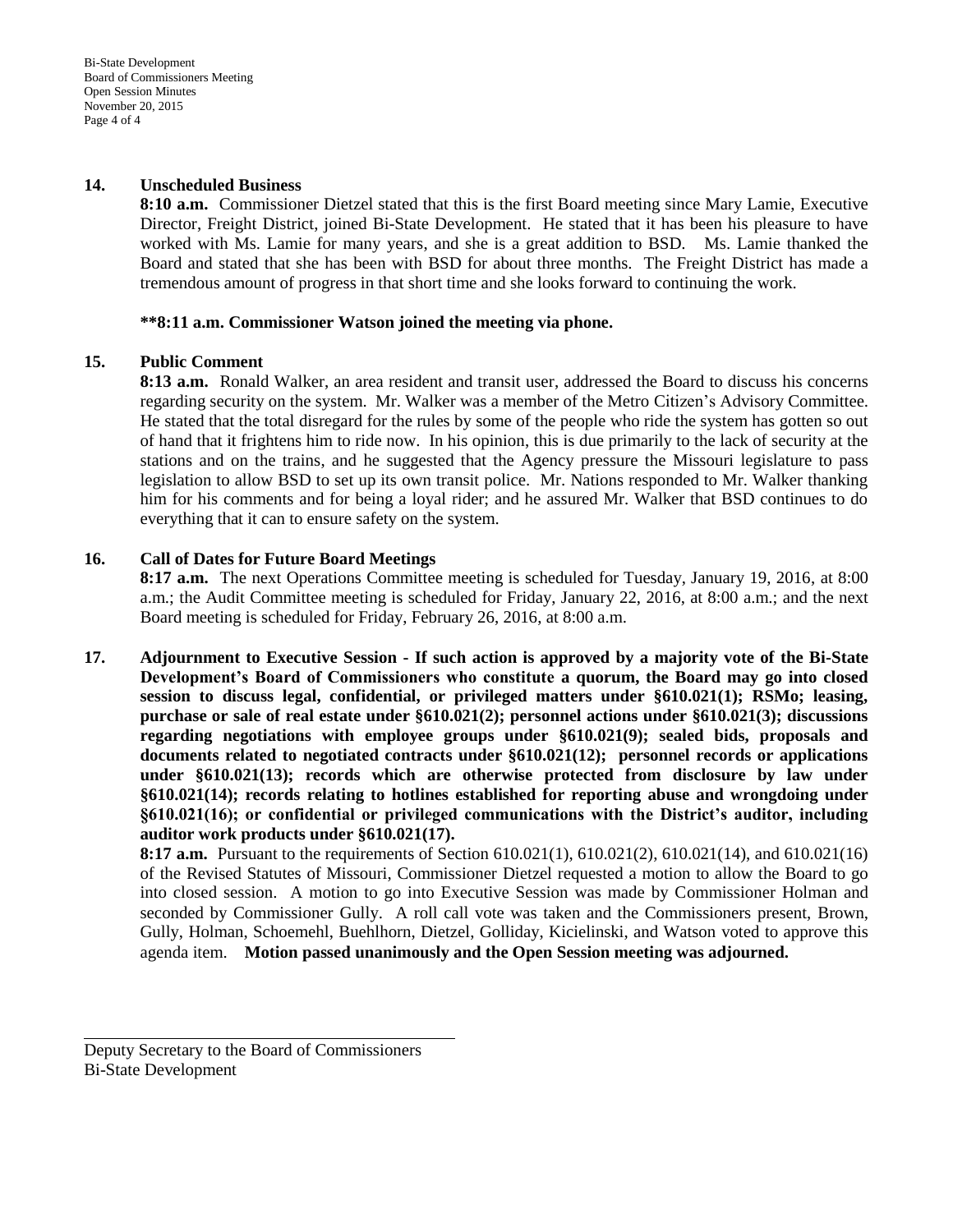**14. Unscheduled Business**

**8:10 a.m.** Commissioner Dietzel stated that this is the first Board meeting since Mary Lamie, Executive Director, Freight District, joined Bi-State Development. He stated that it has been his pleasure to have worked with Ms. Lamie for many years, and she is a great addition to BSD. Ms. Lamie thanked the Board and stated that she has been with BSD for about three months. The Freight District has made a tremendous amount of progress in that short time and she looks forward to continuing the work.

**\*\*8:11 a.m. Commissioner Watson joined the meeting via phone.**

**15. Public Comment**

**8:13 a.m.** Ronald Walker, an area resident and transit user, addressed the Board to discuss his concerns regarding security on the system. Mr. Walker was a member of the Metro Citizen's Advisory Committee. He stated that the total disregard for the rules by some of the people who ride the system has gotten so out of hand that it frightens him to ride now. In his opinion, this is due primarily to the lack of security at the stations and on the trains, and he suggested that the Agency pressure the Missouri legislature to pass legislation to allow BSD to set up its own transit police. Mr. Nations responded to Mr. Walker thanking him for his comments and for being a loyal rider; and he assured Mr. Walker that BSD continues to do everything that it can to ensure safety on the system.

**16. Call of Dates for Future Board Meetings**

**8:17 a.m.** The next Operations Committee meeting is scheduled for Tuesday, January 19, 2016, at 8:00 a.m.; the Audit Committee meeting is scheduled for Friday, January 22, 2016, at 8:00 a.m.; and the next Board meeting is scheduled for Friday, February 26, 2016, at 8:00 a.m.

**17. Adjournment to Executive Session - If such action is approved by a majority vote of the Bi-State Development's Board of Commissioners who constitute a quorum, the Board may go into closed session to discuss legal, confidential, or privileged matters under §610.021(1); RSMo; leasing, purchase or sale of real estate under §610.021(2); personnel actions under §610.021(3); discussions regarding negotiations with employee groups under §610.021(9); sealed bids, proposals and documents related to negotiated contracts under §610.021(12); personnel records or applications under §610.021(13); records which are otherwise protected from disclosure by law under §610.021(14); records relating to hotlines established for reporting abuse and wrongdoing under §610.021(16); or confidential or privileged communications with the District's auditor, including auditor work products under §610.021(17).**

**8:17 a.m.** Pursuant to the requirements of Section 610.021(1), 610.021(2), 610.021(14), and 610.021(16) of the Revised Statutes of Missouri, Commissioner Dietzel requested a motion to allow the Board to go into closed session. A motion to go into Executive Session was made by Commissioner Holman and seconded by Commissioner Gully. A roll call vote was taken and the Commissioners present, Brown, Gully, Holman, Schoemehl, Buehlhorn, Dietzel, Golliday, Kicielinski, and Watson voted to approve this agenda item. **Motion passed unanimously and the Open Session meeting was adjourned.**

\_\_\_\_\_\_\_\_\_\_\_\_\_\_\_\_\_\_\_\_\_\_\_\_\_\_\_\_\_\_\_\_\_\_\_\_\_\_\_\_\_\_\_\_

Deputy Secretary to the Board of Commissioners
Bi-State Development